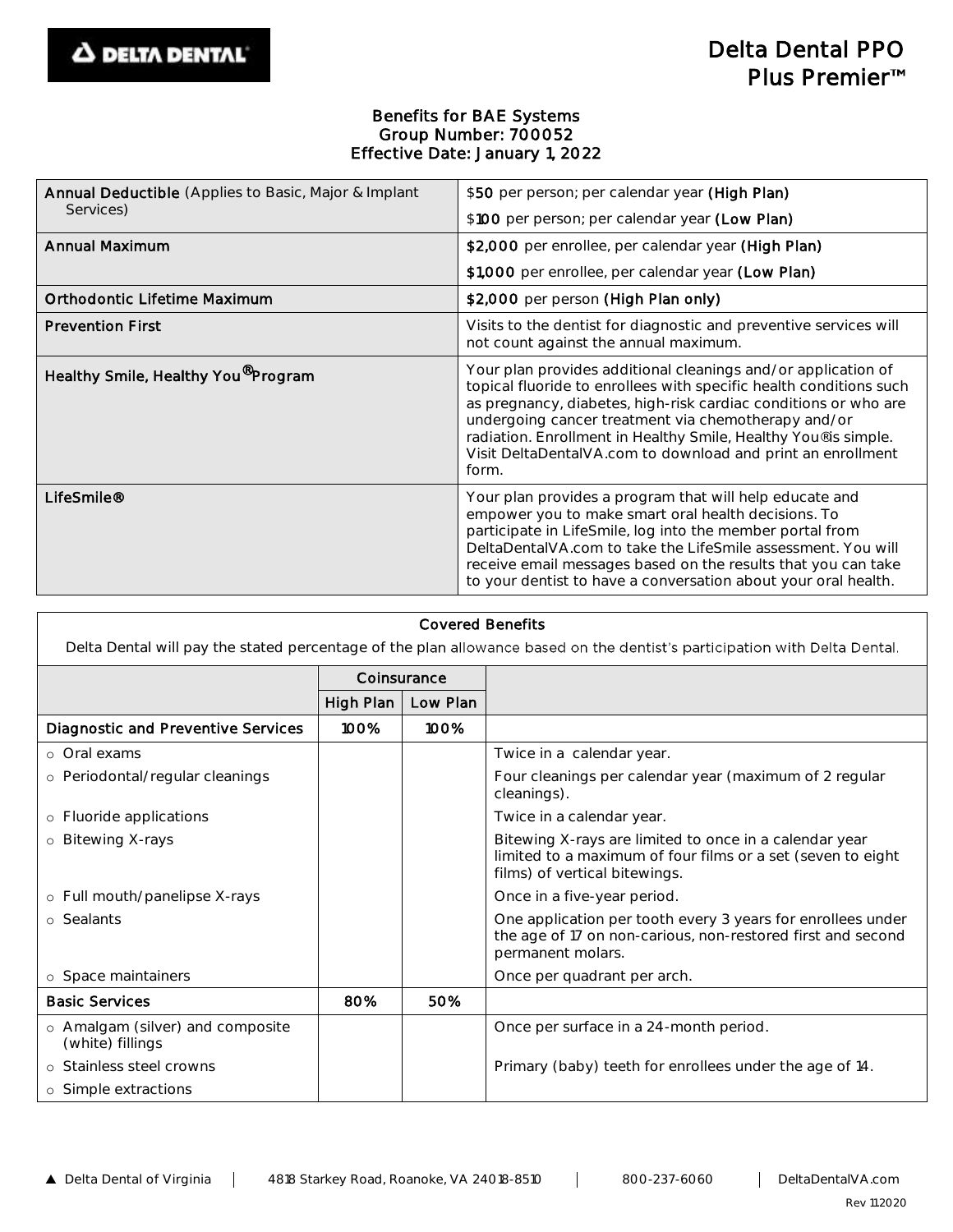DELTA DENTAL

# Delta Dental PPO Plus Premier™

**Benefits for BAE Systems**
**Group Number: 700052**
**Effective Date: January 1, 2022**

| | |
|---|---|
| **Annual Deductible** (Applies to Basic, Major & Implant Services) | $**50** per person; per calendar year **(High Plan)**<br>$**100** per person; per calendar year **(Low Plan)** |
| **Annual Maximum** | **$2,000** per enrollee, per calendar year **(High Plan)**<br>**$1,000** per enrollee, per calendar year **(Low Plan)** |
| **Orthodontic Lifetime Maximum** | **$2,000** per person **(High Plan only)** |
| **Prevention First** | Visits to the dentist for diagnostic and preventive services will not count against the annual maximum. |
| **Healthy Smile, Healthy You® Program** | Your plan provides additional cleanings and/or application of topical fluoride to enrollees with specific health conditions such as pregnancy, diabetes, high-risk cardiac conditions or who are undergoing cancer treatment via chemotherapy and/or radiation. Enrollment in Healthy Smile, Healthy You® is simple. Visit DeltaDentalVA.com to download and print an enrollment form. |
| **LifeSmile®** | Your plan provides a program that will help educate and empower you to make smart oral health decisions. To participate in LifeSmile, log into the member portal from DeltaDentalVA.com to take the LifeSmile assessment. You will receive email messages based on the results that you can take to your dentist to have a conversation about your oral health. |

**Covered Benefits**

Delta Dental will pay the stated percentage of the plan allowance based on the dentist's participation with Delta Dental.

| | Coinsurance | | |
|---|---|---|---|
| | High Plan | Low Plan | |
| **Diagnostic and Preventive Services** | **100%** | **100%** | |
| ○ Oral exams | | | Twice in a calendar year. |
| ○ Periodontal/regular cleanings | | | Four cleanings per calendar year (maximum of 2 regular cleanings). |
| ○ Fluoride applications | | | Twice in a calendar year. |
| ○ Bitewing X-rays | | | Bitewing X-rays are limited to once in a calendar year limited to a maximum of four films or a set (seven to eight films) of vertical bitewings. |
| ○ Full mouth/panelipse X-rays | | | Once in a five-year period. |
| ○ Sealants | | | One application per tooth every 3 years for enrollees under the age of 17 on non-carious, non-restored first and second permanent molars. |
| ○ Space maintainers | | | Once per quadrant per arch. |
| **Basic Services** | **80%** | **50%** | |
| ○ Amalgam (silver) and composite (white) fillings | | | Once per surface in a 24-month period. |
| ○ Stainless steel crowns | | | Primary (baby) teeth for enrollees under the age of 14. |
| ○ Simple extractions | | | |

▲ Delta Dental of Virginia | 4818 Starkey Road, Roanoke, VA 24018-8510 | 800-237-6060 | DeltaDentalVA.com

Rev 112020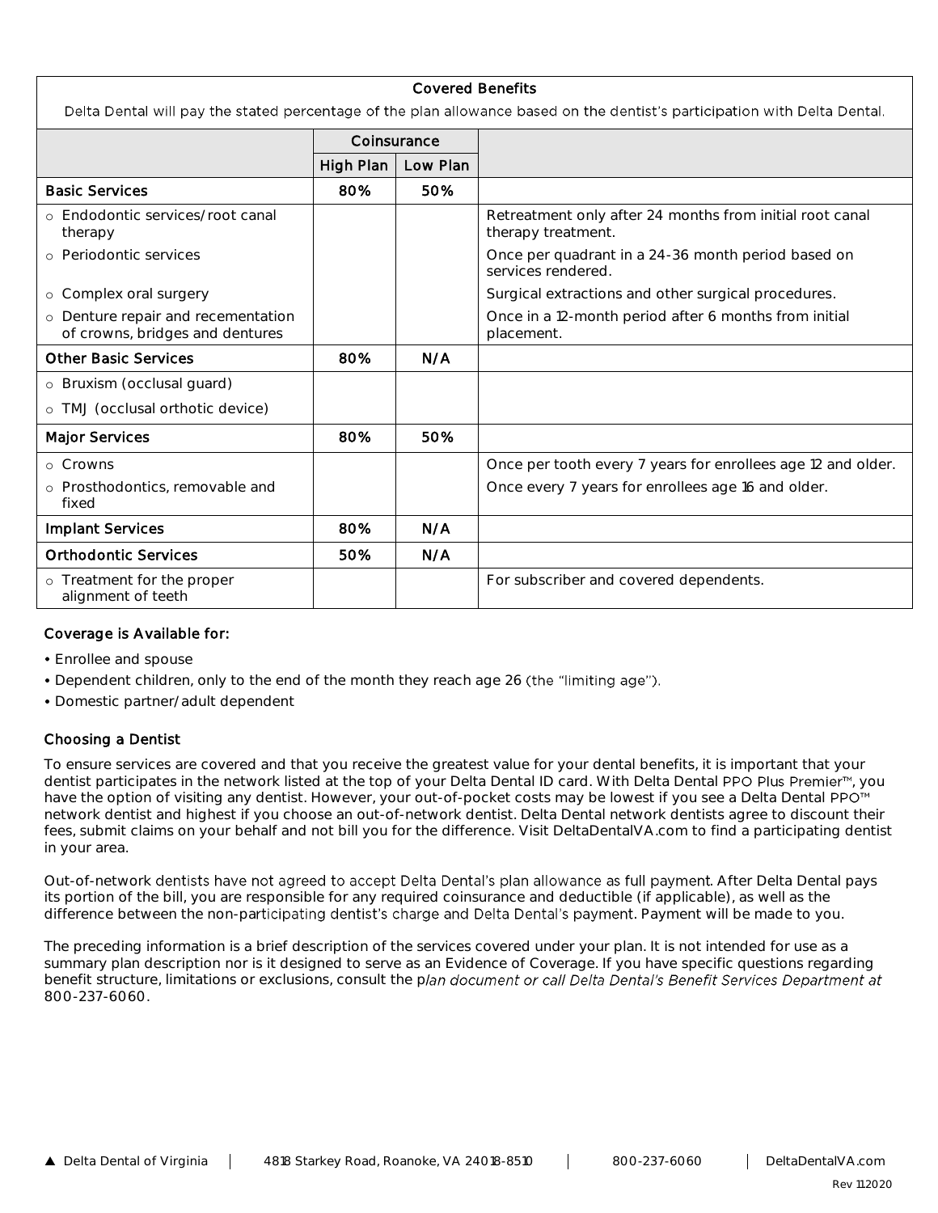| Covered Benefits<br>Delta Dental will pay the stated percentage of the plan allowance based on the dentist's participation with Delta Dental. | | | |
|---|---|---|---|
| | Coinsurance | | |
| | High Plan | Low Plan | |
| **Basic Services** | **80%** | **50%** | |
| ○ Endodontic services/root canal therapy | | | Retreatment only after 24 months from initial root canal therapy treatment. |
| ○ Periodontic services | | | Once per quadrant in a 24-36 month period based on services rendered. |
| ○ Complex oral surgery | | | Surgical extractions and other surgical procedures. |
| ○ Denture repair and recementation of crowns, bridges and dentures | | | Once in a 12-month period after 6 months from initial placement. |
| **Other Basic Services** | **80%** | **N/A** | |
| ○ Bruxism (occlusal guard)<br>○ TMJ (occlusal orthotic device) | | | |
| **Major Services** | **80%** | **50%** | |
| ○ Crowns | | | Once per tooth every 7 years for enrollees age 12 and older. |
| ○ Prosthodontics, removable and fixed | | | Once every 7 years for enrollees age 16 and older. |
| **Implant Services** | **80%** | **N/A** | |
| **Orthodontic Services** | **50%** | **N/A** | |
| ○ Treatment for the proper alignment of teeth | | | For subscriber and covered dependents. |

### Coverage is Available for:

- Enrollee and spouse
- Dependent children, only to the end of the month they reach age 26 (the "limiting age").
- Domestic partner/adult dependent

### Choosing a Dentist

To ensure services are covered and that you receive the greatest value for your dental benefits, it is important that your dentist participates in the network listed at the top of your Delta Dental ID card. With Delta Dental PPO Plus Premier™, you have the option of visiting any dentist. However, your out-of-pocket costs may be lowest if you see a Delta Dental PPO™ network dentist and highest if you choose an out-of-network dentist. Delta Dental network dentists agree to discount their fees, submit claims on your behalf and not bill you for the difference. Visit DeltaDentalVA.com to find a participating dentist in your area.

Out-of-network dentists have not agreed to accept Delta Dental's plan allowance as full payment. After Delta Dental pays its portion of the bill, you are responsible for any required coinsurance and deductible (if applicable), as well as the difference between the non-participating dentist's charge and Delta Dental's payment. Payment will be made to you.

The preceding information is a brief description of the services covered under your plan. It is not intended for use as a summary plan description nor is it designed to serve as an Evidence of Coverage. If you have specific questions regarding benefit structure, limitations or exclusions, consult the p*lan document or call Delta Dental's Benefit Services Department at* 800-237-6060.

▲ Delta Dental of Virginia | 4818 Starkey Road, Roanoke, VA 24018-8510 | 800-237-6060 | DeltaDentalVA.com

Rev 112020